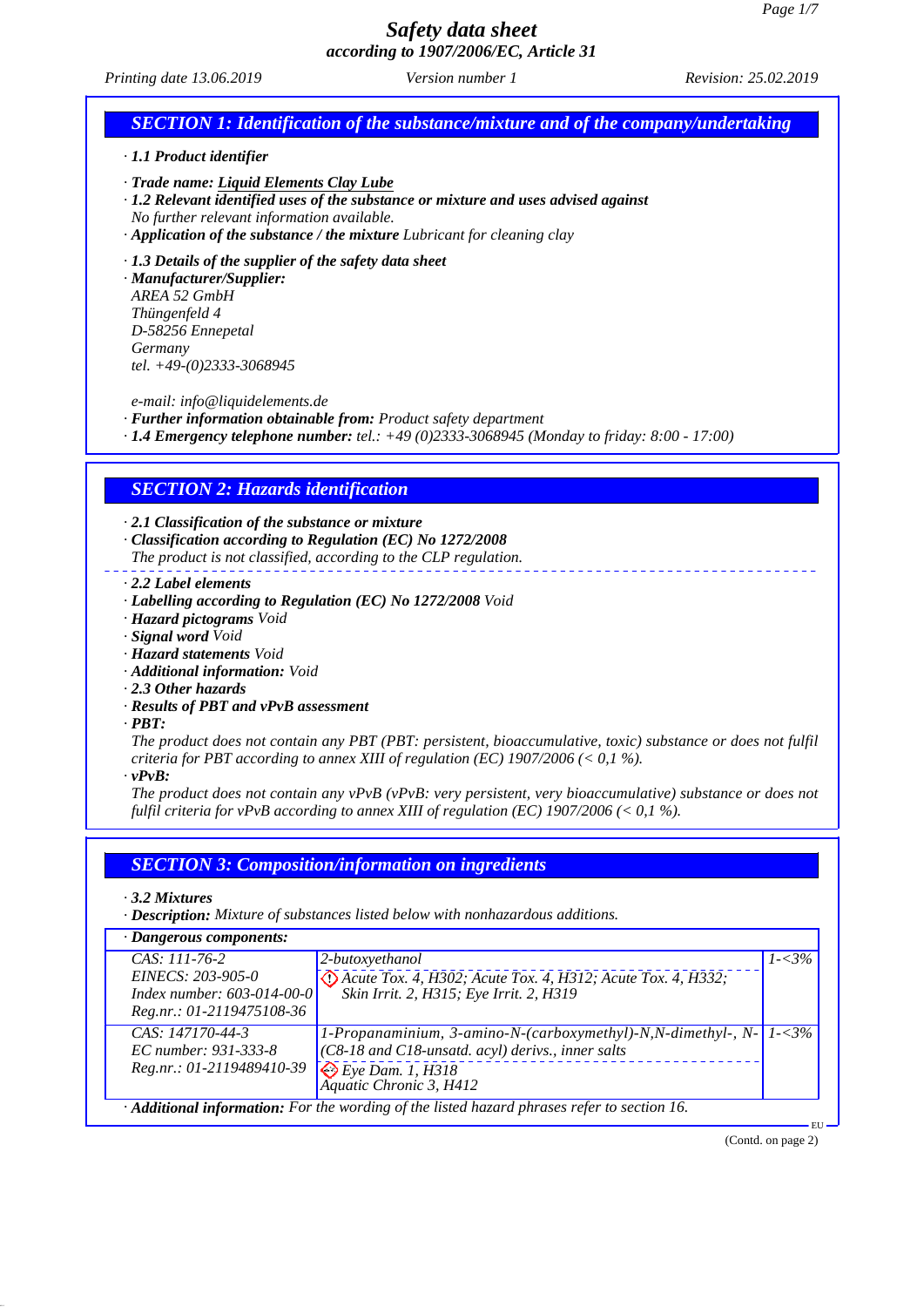# Safety data sheet
## according to 1907/2006/EC, Article 31

*Printing date 13.06.2019* *Version number 1* *Revision: 25.02.2019*

## SECTION 1: Identification of the substance/mixture and of the company/undertaking

· **1.1 Product identifier**

· **Trade name: Liquid Elements Clay Lube**
· **1.2 Relevant identified uses of the substance or mixture and uses advised against**
No further relevant information available.
· **Application of the substance / the mixture** Lubricant for cleaning clay

· **1.3 Details of the supplier of the safety data sheet**
· **Manufacturer/Supplier:**
AREA 52 GmbH
Thüngenfeld 4
D-58256 Ennepetal
Germany
tel. +49-(0)2333-3068945

e-mail: info@liquidelements.de
· **Further information obtainable from:** Product safety department
· **1.4 Emergency telephone number:** tel.: +49 (0)2333-3068945 (Monday to friday: 8:00 - 17:00)

## SECTION 2: Hazards identification

· **2.1 Classification of the substance or mixture**
· **Classification according to Regulation (EC) No 1272/2008**
The product is not classified, according to the CLP regulation.

· **2.2 Label elements**
· **Labelling according to Regulation (EC) No 1272/2008** Void
· **Hazard pictograms** Void
· **Signal word** Void
· **Hazard statements** Void
· **Additional information:** Void
· **2.3 Other hazards**
· **Results of PBT and vPvB assessment**
· **PBT:**
The product does not contain any PBT (PBT: persistent, bioaccumulative, toxic) substance or does not fulfil criteria for PBT according to annex XIII of regulation (EC) 1907/2006 (< 0,1 %).
· **vPvB:**
The product does not contain any vPvB (vPvB: very persistent, very bioaccumulative) substance or does not fulfil criteria for vPvB according to annex XIII of regulation (EC) 1907/2006 (< 0,1 %).

## SECTION 3: Composition/information on ingredients

· **3.2 Mixtures**
· **Description:** Mixture of substances listed below with nonhazardous additions.

| · Dangerous components: | | |
|---|---|---|
| CAS: 111-76-2<br>EINECS: 203-905-0<br>Index number: 603-014-00-0<br>Reg.nr.: 01-2119475108-36 | 2-butoxyethanol<br>Acute Tox. 4, H302; Acute Tox. 4, H312; Acute Tox. 4, H332; Skin Irrit. 2, H315; Eye Irrit. 2, H319 | 1-<3% |
| CAS: 147170-44-3<br>EC number: 931-333-8<br>Reg.nr.: 01-2119489410-39 | 1-Propanaminium, 3-amino-N-(carboxymethyl)-N,N-dimethyl-, N-(C8-18 and C18-unsatd. acyl) derivs., inner salts<br>Eye Dam. 1, H318<br>Aquatic Chronic 3, H412 | 1-<3% |

· **Additional information:** For the wording of the listed hazard phrases refer to section 16.

(Contd. on page 2)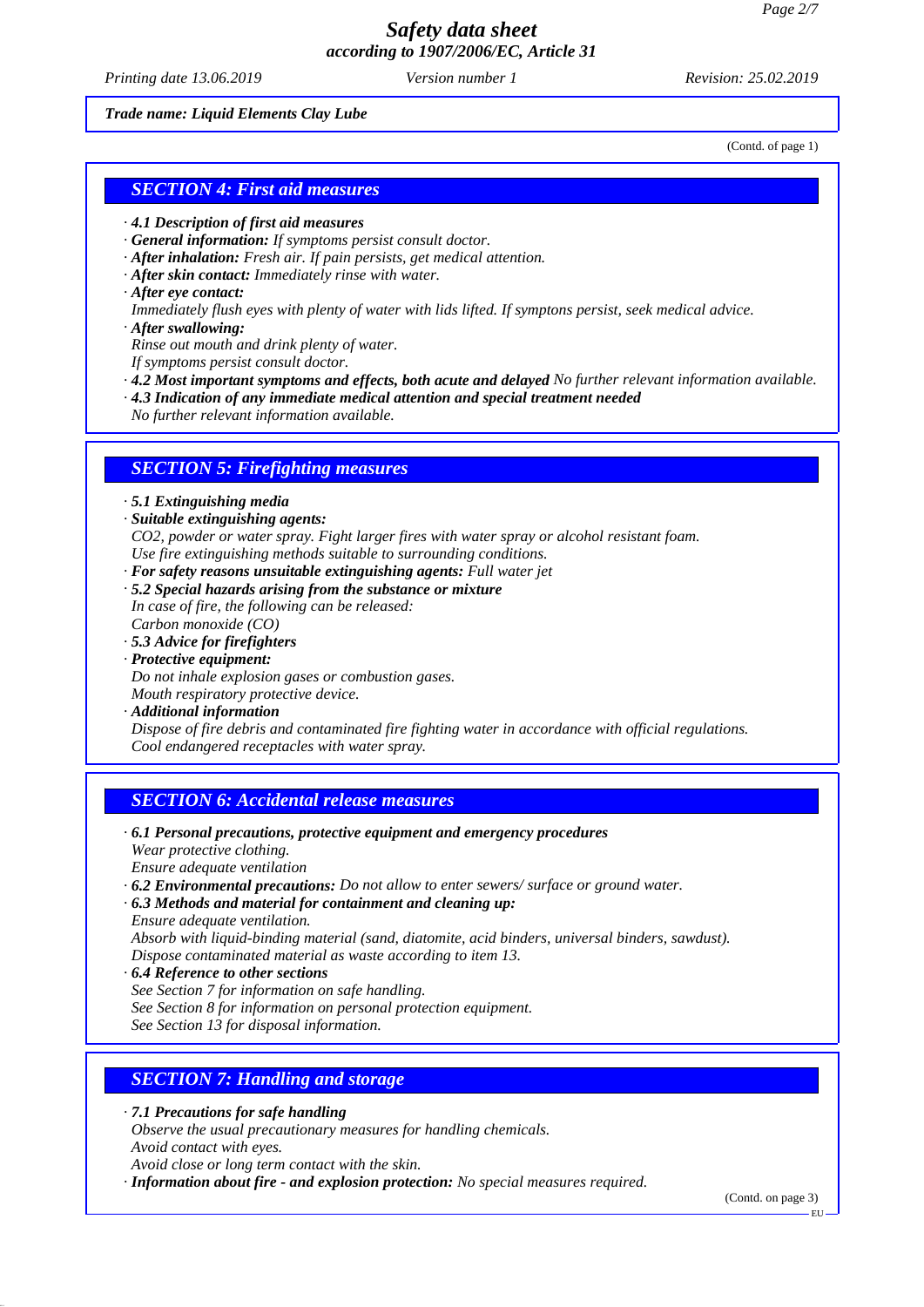*Trade name:* ***Liquid Elements Clay Lube***

(Contd. of page 1)

## SECTION 4: First aid measures

· ***4.1 Description of first aid measures***
· ***General information:*** *If symptoms persist consult doctor.*
· ***After inhalation:*** *Fresh air. If pain persists, get medical attention.*
· ***After skin contact:*** *Immediately rinse with water.*
· ***After eye contact:***
*Immediately flush eyes with plenty of water with lids lifted. If symptons persist, seek medical advice.*
· ***After swallowing:***
*Rinse out mouth and drink plenty of water.*
*If symptoms persist consult doctor.*
· ***4.2 Most important symptoms and effects, both acute and delayed*** *No further relevant information available.*
· ***4.3 Indication of any immediate medical attention and special treatment needed***
*No further relevant information available.*

## SECTION 5: Firefighting measures

· ***5.1 Extinguishing media***
· ***Suitable extinguishing agents:***
*$CO_2$, powder or water spray. Fight larger fires with water spray or alcohol resistant foam.*
*Use fire extinguishing methods suitable to surrounding conditions.*
· ***For safety reasons unsuitable extinguishing agents:*** *Full water jet*
· ***5.2 Special hazards arising from the substance or mixture***
*In case of fire, the following can be released:*
*Carbon monoxide (CO)*
· ***5.3 Advice for firefighters***
· ***Protective equipment:***
*Do not inhale explosion gases or combustion gases.*
*Mouth respiratory protective device.*
· ***Additional information***
*Dispose of fire debris and contaminated fire fighting water in accordance with official regulations.*
*Cool endangered receptacles with water spray.*

## SECTION 6: Accidental release measures

· ***6.1 Personal precautions, protective equipment and emergency procedures***
*Wear protective clothing.*
*Ensure adequate ventilation*
· ***6.2 Environmental precautions:*** *Do not allow to enter sewers/ surface or ground water.*
· ***6.3 Methods and material for containment and cleaning up:***
*Ensure adequate ventilation.*
*Absorb with liquid-binding material (sand, diatomite, acid binders, universal binders, sawdust).*
*Dispose contaminated material as waste according to item 13.*
· ***6.4 Reference to other sections***
*See Section 7 for information on safe handling.*
*See Section 8 for information on personal protection equipment.*
*See Section 13 for disposal information.*

## SECTION 7: Handling and storage

· ***7.1 Precautions for safe handling***
*Observe the usual precautionary measures for handling chemicals.*
*Avoid contact with eyes.*
*Avoid close or long term contact with the skin.*
· ***Information about fire - and explosion protection:*** *No special measures required.*

(Contd. on page 3)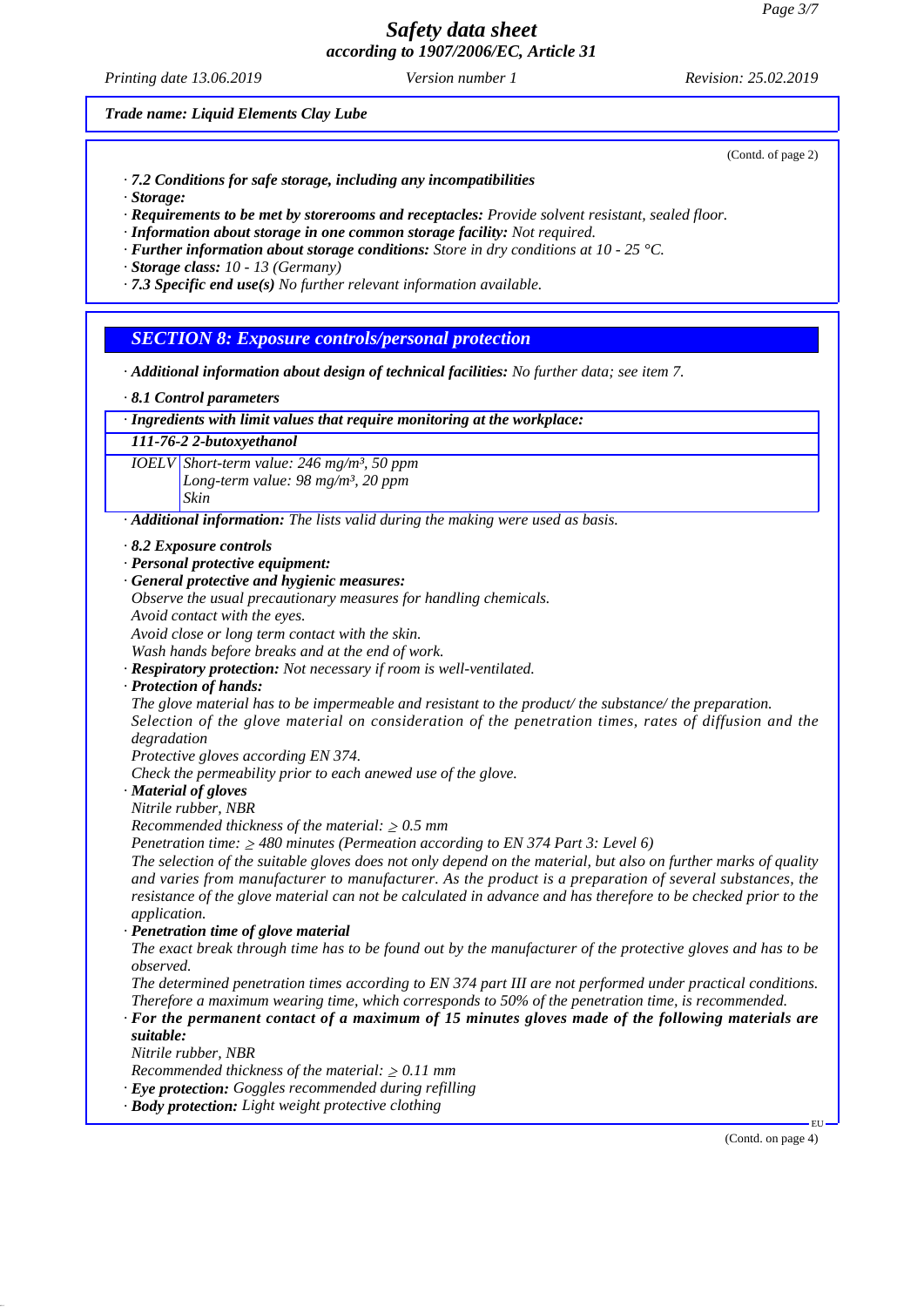(Contd. of page 2)

· ***7.2 Conditions for safe storage, including any incompatibilities***
· ***Storage:***
· ***Requirements to be met by storerooms and receptacles:*** *Provide solvent resistant, sealed floor.*
· ***Information about storage in one common storage facility:*** *Not required.*
· ***Further information about storage conditions:*** *Store in dry conditions at 10 - 25 °C.*
· ***Storage class:*** *10 - 13 (Germany)*
· ***7.3 Specific end use(s)*** *No further relevant information available.*

## SECTION 8: Exposure controls/personal protection

· ***Additional information about design of technical facilities:*** *No further data; see item 7.*

· ***8.1 Control parameters***

· ***Ingredients with limit values that require monitoring at the workplace:***

| ***111-76-2 2-butoxyethanol*** | |
|---|---|
| *IOELV* | *Short-term value: 246 mg/m³, 50 ppm*<br>*Long-term value: 98 mg/m³, 20 ppm*<br>*Skin* |

· ***Additional information:*** *The lists valid during the making were used as basis.*

· ***8.2 Exposure controls***
· ***Personal protective equipment:***
· ***General protective and hygienic measures:***
*Observe the usual precautionary measures for handling chemicals.*
*Avoid contact with the eyes.*
*Avoid close or long term contact with the skin.*
*Wash hands before breaks and at the end of work.*
· ***Respiratory protection:*** *Not necessary if room is well-ventilated.*
· ***Protection of hands:***
*The glove material has to be impermeable and resistant to the product/ the substance/ the preparation.*
*Selection of the glove material on consideration of the penetration times, rates of diffusion and the degradation*
*Protective gloves according EN 374.*
*Check the permeability prior to each anewed use of the glove.*
· ***Material of gloves***
*Nitrile rubber, NBR*
*Recommended thickness of the material: ≥ 0.5 mm*
*Penetration time: ≥ 480 minutes (Permeation according to EN 374 Part 3: Level 6)*
*The selection of the suitable gloves does not only depend on the material, but also on further marks of quality and varies from manufacturer to manufacturer. As the product is a preparation of several substances, the resistance of the glove material can not be calculated in advance and has therefore to be checked prior to the application.*
· ***Penetration time of glove material***
*The exact break through time has to be found out by the manufacturer of the protective gloves and has to be observed.*
*The determined penetration times according to EN 374 part III are not performed under practical conditions. Therefore a maximum wearing time, which corresponds to 50% of the penetration time, is recommended.*
· ***For the permanent contact of a maximum of 15 minutes gloves made of the following materials are suitable:***
*Nitrile rubber, NBR*
*Recommended thickness of the material: ≥ 0.11 mm*
· ***Eye protection:*** *Goggles recommended during refilling*
· ***Body protection:*** *Light weight protective clothing*

(Contd. on page 4)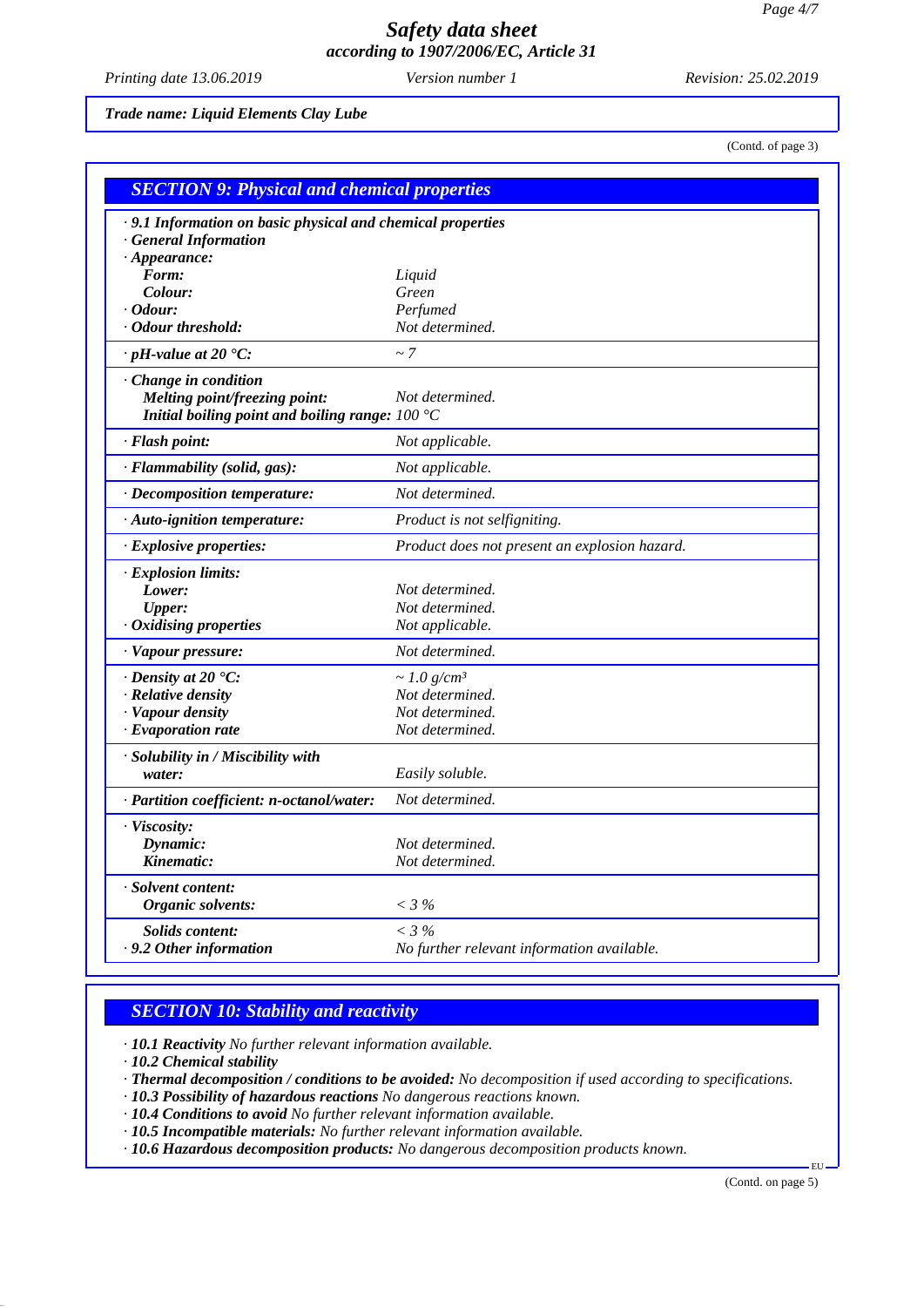*Safety data sheet*
*according to 1907/2006/EC, Article 31*

*Printing date 13.06.2019* *Version number 1* *Revision: 25.02.2019*

***Trade name: Liquid Elements Clay Lube***

(Contd. of page 3)

## *SECTION 9: Physical and chemical properties*

| | |
|---|---|
| · ***9.1 Information on basic physical and chemical properties*** | |
| · ***General Information*** | |
| · ***Appearance:*** | |
| ***Form:*** | *Liquid* |
| ***Colour:*** | *Green* |
| · ***Odour:*** | *Perfumed* |
| · ***Odour threshold:*** | *Not determined.* |
| · ***pH-value at 20 °C:*** | *~ 7* |
| · ***Change in condition*** | |
| ***Melting point/freezing point:*** | *Not determined.* |
| ***Initial boiling point and boiling range:*** | *100 °C* |
| · ***Flash point:*** | *Not applicable.* |
| · ***Flammability (solid, gas):*** | *Not applicable.* |
| · ***Decomposition temperature:*** | *Not determined.* |
| · ***Auto-ignition temperature:*** | *Product is not selfigniting.* |
| · ***Explosive properties:*** | *Product does not present an explosion hazard.* |
| · ***Explosion limits:*** | |
| ***Lower:*** | *Not determined.* |
| ***Upper:*** | *Not determined.* |
| · ***Oxidising properties*** | *Not applicable.* |
| · ***Vapour pressure:*** | *Not determined.* |
| · ***Density at 20 °C:*** | *~ 1.0 g/cm³* |
| · ***Relative density*** | *Not determined.* |
| · ***Vapour density*** | *Not determined.* |
| · ***Evaporation rate*** | *Not determined.* |
| · ***Solubility in / Miscibility with*** | |
| ***water:*** | *Easily soluble.* |
| · ***Partition coefficient: n-octanol/water:*** | *Not determined.* |
| · ***Viscosity:*** | |
| ***Dynamic:*** | *Not determined.* |
| ***Kinematic:*** | *Not determined.* |
| · ***Solvent content:*** | |
| ***Organic solvents:*** | *< 3 %* |
| ***Solids content:*** | *< 3 %* |
| · ***9.2 Other information*** | *No further relevant information available.* |

## *SECTION 10: Stability and reactivity*

· ***10.1 Reactivity*** *No further relevant information available.*
· ***10.2 Chemical stability***
· ***Thermal decomposition / conditions to be avoided:*** *No decomposition if used according to specifications.*
· ***10.3 Possibility of hazardous reactions*** *No dangerous reactions known.*
· ***10.4 Conditions to avoid*** *No further relevant information available.*
· ***10.5 Incompatible materials:*** *No further relevant information available.*
· ***10.6 Hazardous decomposition products:*** *No dangerous decomposition products known.*

(Contd. on page 5)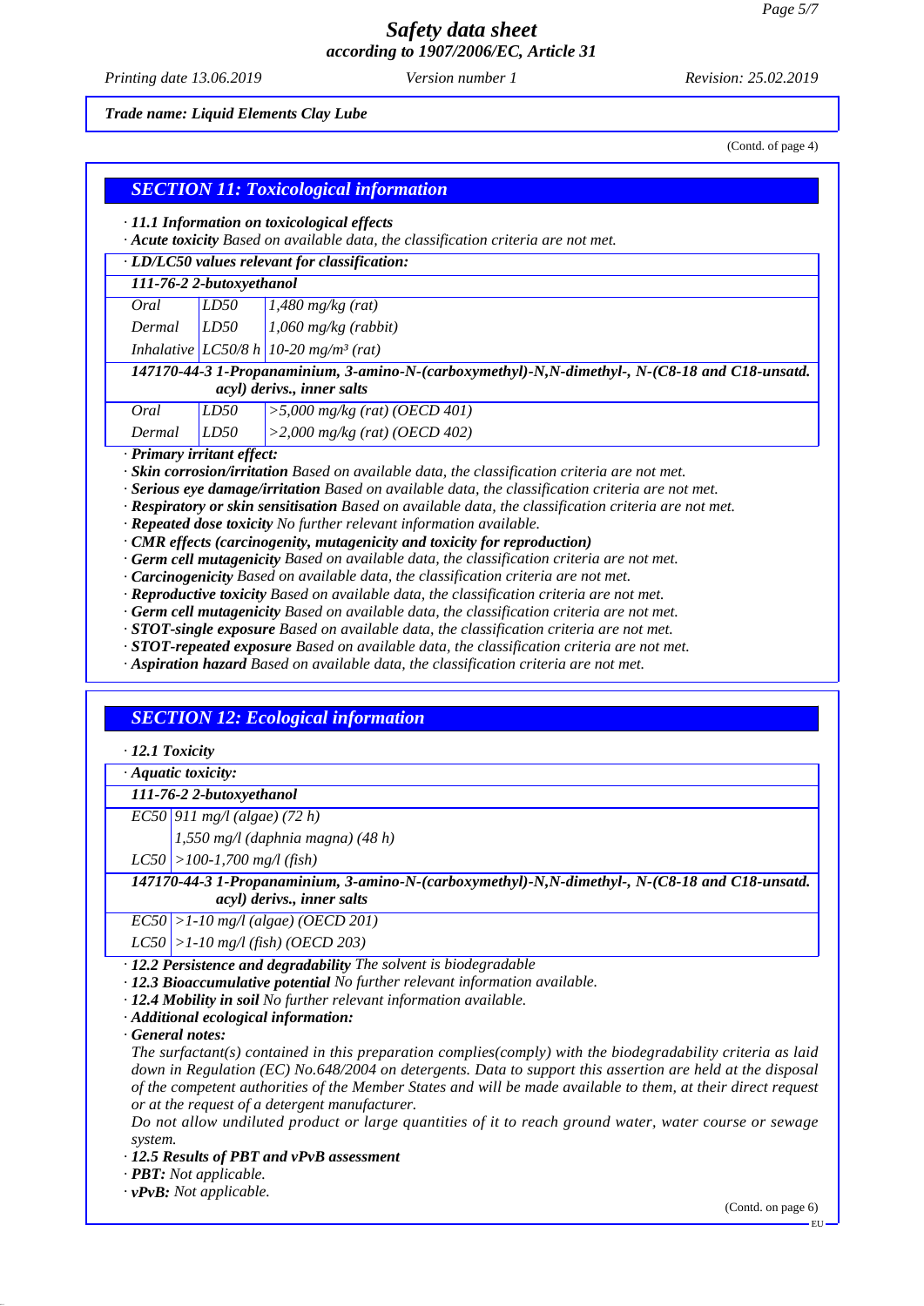*Trade name: Liquid Elements Clay Lube*

(Contd. of page 4)

## SECTION 11: Toxicological information

· **11.1 Information on toxicological effects**
· **Acute toxicity** Based on available data, the classification criteria are not met.

· **LD/LC50 values relevant for classification:**

| | | |
|---|---|---|
| **111-76-2 2-butoxyethanol** | | |
| Oral | LD50 | 1,480 mg/kg (rat) |
| Dermal | LD50 | 1,060 mg/kg (rabbit) |
| Inhalative | LC50/8 h | 10-20 mg/m³ (rat) |
| **147170-44-3 1-Propanaminium, 3-amino-N-(carboxymethyl)-N,N-dimethyl-, N-(C8-18 and C18-unsatd. acyl) derivs., inner salts** | | |
| Oral | LD50 | >5,000 mg/kg (rat) (OECD 401) |
| Dermal | LD50 | >2,000 mg/kg (rat) (OECD 402) |

· **Primary irritant effect:**
· **Skin corrosion/irritation** Based on available data, the classification criteria are not met.
· **Serious eye damage/irritation** Based on available data, the classification criteria are not met.
· **Respiratory or skin sensitisation** Based on available data, the classification criteria are not met.
· **Repeated dose toxicity** No further relevant information available.
· **CMR effects (carcinogenity, mutagenicity and toxicity for reproduction)**
· **Germ cell mutagenicity** Based on available data, the classification criteria are not met.
· **Carcinogenicity** Based on available data, the classification criteria are not met.
· **Reproductive toxicity** Based on available data, the classification criteria are not met.
· **Germ cell mutagenicity** Based on available data, the classification criteria are not met.
· **STOT-single exposure** Based on available data, the classification criteria are not met.
· **STOT-repeated exposure** Based on available data, the classification criteria are not met.
· **Aspiration hazard** Based on available data, the classification criteria are not met.

## SECTION 12: Ecological information

· **12.1 Toxicity**

· **Aquatic toxicity:**

| | |
|---|---|
| **111-76-2 2-butoxyethanol** | |
| EC50 | 911 mg/l (algae) (72 h) |
| | 1,550 mg/l (daphnia magna) (48 h) |
| LC50 | >100-1,700 mg/l (fish) |
| **147170-44-3 1-Propanaminium, 3-amino-N-(carboxymethyl)-N,N-dimethyl-, N-(C8-18 and C18-unsatd. acyl) derivs., inner salts** | |
| EC50 | >1-10 mg/l (algae) (OECD 201) |
| LC50 | >1-10 mg/l (fish) (OECD 203) |

· **12.2 Persistence and degradability** The solvent is biodegradable
· **12.3 Bioaccumulative potential** No further relevant information available.
· **12.4 Mobility in soil** No further relevant information available.
· **Additional ecological information:**
· **General notes:**
The surfactant(s) contained in this preparation complies(comply) with the biodegradability criteria as laid down in Regulation (EC) No.648/2004 on detergents. Data to support this assertion are held at the disposal of the competent authorities of the Member States and will be made available to them, at their direct request or at the request of a detergent manufacturer.
Do not allow undiluted product or large quantities of it to reach ground water, water course or sewage system.
· **12.5 Results of PBT and vPvB assessment**
· **PBT:** Not applicable.
· **vPvB:** Not applicable.

(Contd. on page 6)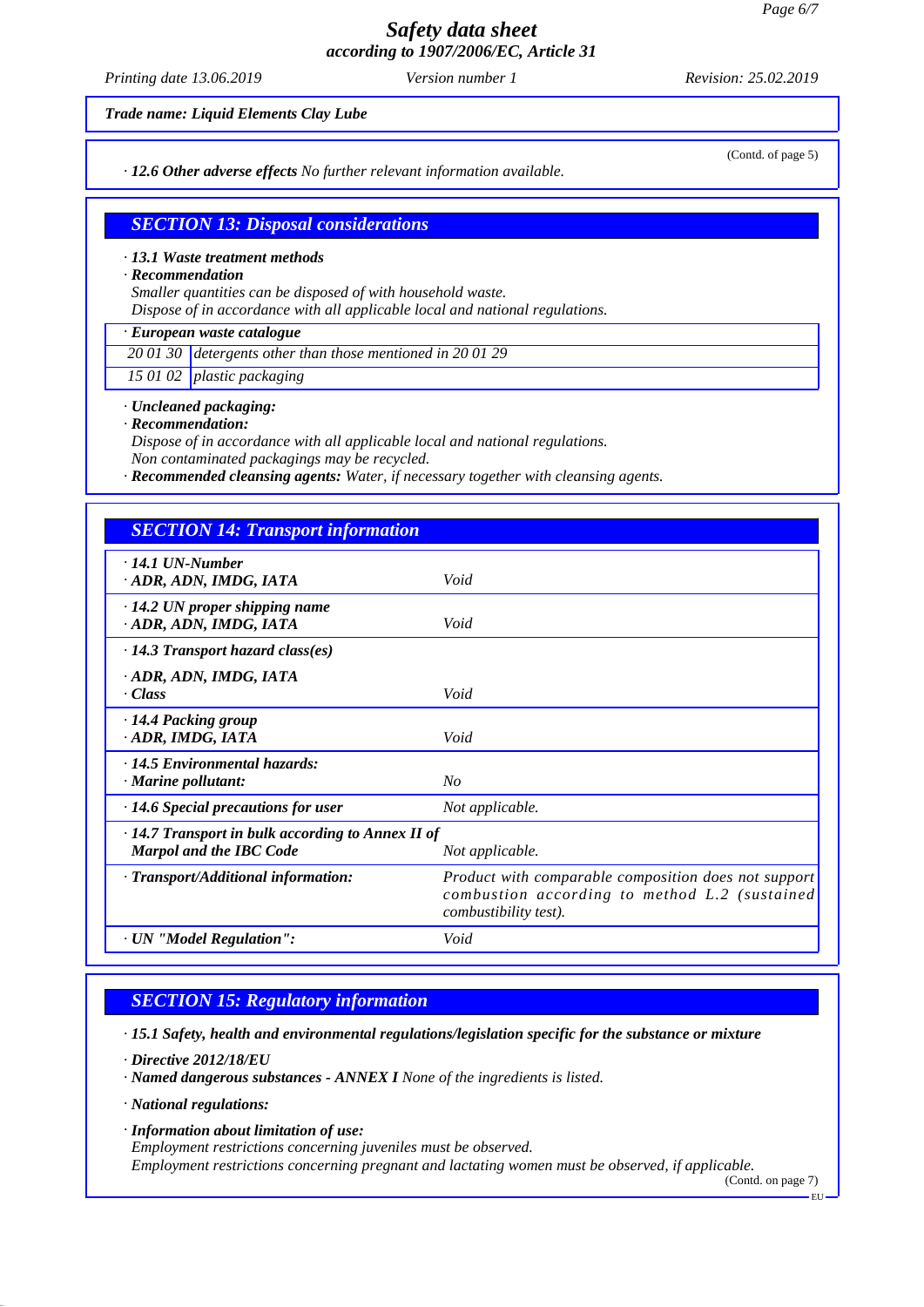*Trade name: Liquid Elements Clay Lube*

(Contd. of page 5)

· **12.6 Other adverse effects** *No further relevant information available.*

## SECTION 13: Disposal considerations

· **13.1 Waste treatment methods**
· **Recommendation**
*Smaller quantities can be disposed of with household waste.*
*Dispose of in accordance with all applicable local and national regulations.*

| · European waste catalogue | |
|---|---|
| 20 01 30 | detergents other than those mentioned in 20 01 29 |
| 15 01 02 | plastic packaging |

· **Uncleaned packaging:**
· **Recommendation:**
*Dispose of in accordance with all applicable local and national regulations.*
*Non contaminated packagings may be recycled.*
· **Recommended cleansing agents:** *Water, if necessary together with cleansing agents.*

## SECTION 14: Transport information

| | |
|---|---|
| · **14.1 UN-Number**<br>· **ADR, ADN, IMDG, IATA** | *Void* |
| · **14.2 UN proper shipping name**<br>· **ADR, ADN, IMDG, IATA** | *Void* |
| · **14.3 Transport hazard class(es)**<br>· **ADR, ADN, IMDG, IATA**<br>· **Class** | *Void* |
| · **14.4 Packing group**<br>· **ADR, IMDG, IATA** | *Void* |
| · **14.5 Environmental hazards:**<br>· **Marine pollutant:** | *No* |
| · **14.6 Special precautions for user** | *Not applicable.* |
| · **14.7 Transport in bulk according to Annex II of Marpol and the IBC Code** | *Not applicable.* |
| · **Transport/Additional information:** | *Product with comparable composition does not support combustion according to method L.2 (sustained combustibility test).* |
| · **UN "Model Regulation":** | *Void* |

## SECTION 15: Regulatory information

· **15.1 Safety, health and environmental regulations/legislation specific for the substance or mixture**

· **Directive 2012/18/EU**
· **Named dangerous substances - ANNEX I** *None of the ingredients is listed.*

· **National regulations:**

· **Information about limitation of use:**
*Employment restrictions concerning juveniles must be observed.*
*Employment restrictions concerning pregnant and lactating women must be observed, if applicable.*

(Contd. on page 7)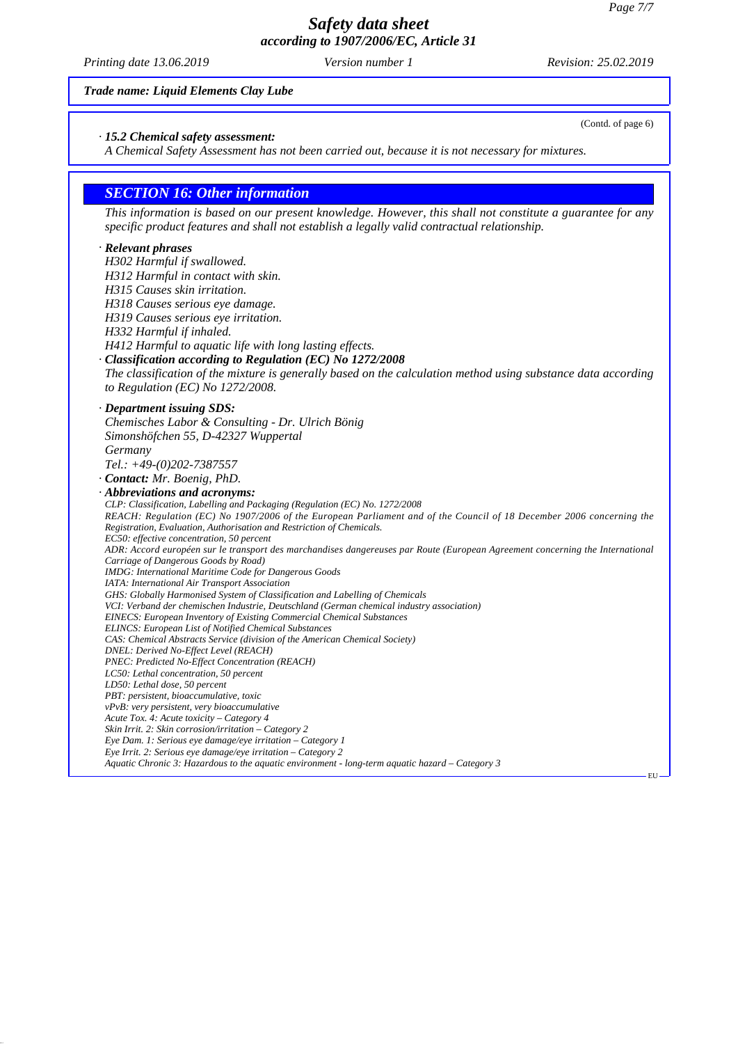Trade name: Liquid Elements Clay Lube

(Contd. of page 6)

· **15.2 Chemical safety assessment:**
A Chemical Safety Assessment has not been carried out, because it is not necessary for mixtures.

## SECTION 16: Other information

This information is based on our present knowledge. However, this shall not constitute a guarantee for any specific product features and shall not establish a legally valid contractual relationship.

· **Relevant phrases**
H302 Harmful if swallowed.
H312 Harmful in contact with skin.
H315 Causes skin irritation.
H318 Causes serious eye damage.
H319 Causes serious eye irritation.
H332 Harmful if inhaled.
H412 Harmful to aquatic life with long lasting effects.

· **Classification according to Regulation (EC) No 1272/2008**
The classification of the mixture is generally based on the calculation method using substance data according to Regulation (EC) No 1272/2008.

· **Department issuing SDS:**
Chemisches Labor & Consulting - Dr. Ulrich Bönig
Simonshöfchen 55, D-42327 Wuppertal
Germany
Tel.: +49-(0)202-7387557

· **Contact:** Mr. Boenig, PhD.

· **Abbreviations and acronyms:**
CLP: Classification, Labelling and Packaging (Regulation (EC) No. 1272/2008
REACH: Regulation (EC) No 1907/2006 of the European Parliament and of the Council of 18 December 2006 concerning the Registration, Evaluation, Authorisation and Restriction of Chemicals.
EC50: effective concentration, 50 percent
ADR: Accord européen sur le transport des marchandises dangereuses par Route (European Agreement concerning the International Carriage of Dangerous Goods by Road)
IMDG: International Maritime Code for Dangerous Goods
IATA: International Air Transport Association
GHS: Globally Harmonised System of Classification and Labelling of Chemicals
VCI: Verband der chemischen Industrie, Deutschland (German chemical industry association)
EINECS: European Inventory of Existing Commercial Chemical Substances
ELINCS: European List of Notified Chemical Substances
CAS: Chemical Abstracts Service (division of the American Chemical Society)
DNEL: Derived No-Effect Level (REACH)
PNEC: Predicted No-Effect Concentration (REACH)
LC50: Lethal concentration, 50 percent
LD50: Lethal dose, 50 percent
PBT: persistent, bioaccumulative, toxic
vPvB: very persistent, very bioaccumulative
Acute Tox. 4: Acute toxicity – Category 4
Skin Irrit. 2: Skin corrosion/irritation – Category 2
Eye Dam. 1: Serious eye damage/eye irritation – Category 1
Eye Irrit. 2: Serious eye damage/eye irritation – Category 2
Aquatic Chronic 3: Hazardous to the aquatic environment - long-term aquatic hazard – Category 3